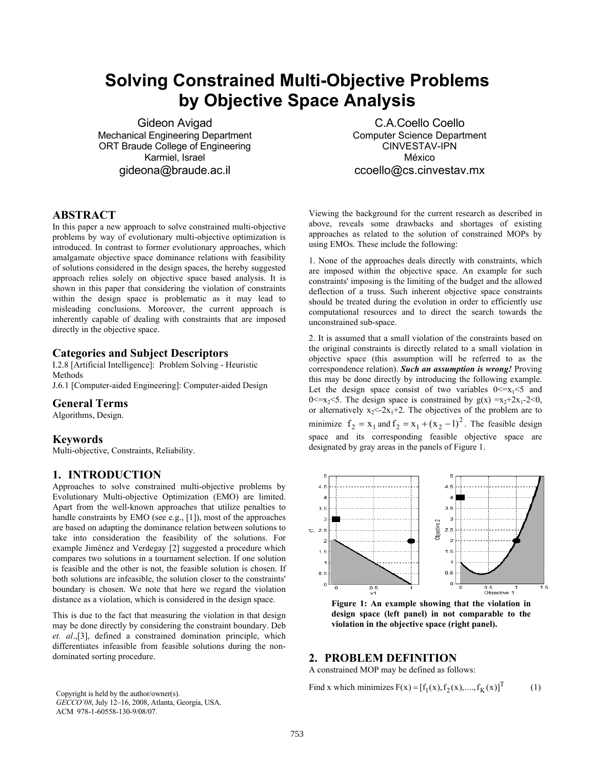# Solving Constrained Multi-Objective Problems by Objective Space Analysis

Gideon Avigad
Mechanical Engineering Department
ORT Braude College of Engineering
Karmiel, Israel
gideona@braude.ac.il

C.A.Coello Coello
Computer Science Department
CINVESTAV-IPN
México
ccoello@cs.cinvestav.mx

## ABSTRACT

In this paper a new approach to solve constrained multi-objective problems by way of evolutionary multi-objective optimization is introduced. In contrast to former evolutionary approaches, which amalgamate objective space dominance relations with feasibility of solutions considered in the design spaces, the hereby suggested approach relies solely on objective space based analysis. It is shown in this paper that considering the violation of constraints within the design space is problematic as it may lead to misleading conclusions. Moreover, the current approach is inherently capable of dealing with constraints that are imposed directly in the objective space.

## Categories and Subject Descriptors

I.2.8 [Artificial Intelligence]: Problem Solving - Heuristic Methods
J.6.1 [Computer-aided Engineering]: Computer-aided Design

## General Terms

Algorithms, Design.

## Keywords

Multi-objective, Constraints, Reliability.

## 1. INTRODUCTION

Approaches to solve constrained multi-objective problems by Evolutionary Multi-objective Optimization (EMO) are limited. Apart from the well-known approaches that utilize penalties to handle constraints by EMO (see e.g., [1]), most of the approaches are based on adapting the dominance relation between solutions to take into consideration the feasibility of the solutions. For example Jiménez and Verdegay [2] suggested a procedure which compares two solutions in a tournament selection. If one solution is feasible and the other is not, the feasible solution is chosen. If both solutions are infeasible, the solution closer to the constraints' boundary is chosen. We note that here we regard the violation distance as a violation, which is considered in the design space.

This is due to the fact that measuring the violation in that design may be done directly by considering the constraint boundary. Deb *et. al*.,[3], defined a constrained domination principle, which differentiates infeasible from feasible solutions during the non-dominated sorting procedure.

Copyright is held by the author/owner(s).
*GECCO'08*, July 12–16, 2008, Atlanta, Georgia, USA.
ACM 978-1-60558-130-9/08/07.

Viewing the background for the current research as described in above, reveals some drawbacks and shortages of existing approaches as related to the solution of constrained MOPs by using EMOs. These include the following:

1. None of the approaches deals directly with constraints, which are imposed within the objective space. An example for such constraints' imposing is the limiting of the budget and the allowed deflection of a truss. Such inherent objective space constraints should be treated during the evolution in order to efficiently use computational resources and to direct the search towards the unconstrained sub-space.

2. It is assumed that a small violation of the constraints based on the original constraints is directly related to a small violation in objective space (this assumption will be referred to as the correspondence relation). ***Such an assumption is wrong!*** Proving this may be done directly by introducing the following example. Let the design space consist of two variables $0<=x_1<5$ and $0<=x_2<5$. The design space is constrained by $g(x) = x_2+2x_1-2<0$, or alternatively $x_2<-2x_1+2$. The objectives of the problem are to minimize $f_2 = x_1$ and $f_2 = x_1 + (x_2 - 1)^2$. The feasible design space and its corresponding feasible objective space are designated by gray areas in the panels of Figure 1.

**Figure 1: An example showing that the violation in design space (left panel) in not comparable to the violation in the objective space (right panel).**

## 2. PROBLEM DEFINITION

A constrained MOP may be defined as follows:

$$\text{Find x which minimizes } F(x) = [f_1(x), f_2(x), ...., f_K(x)]^T \qquad (1)$$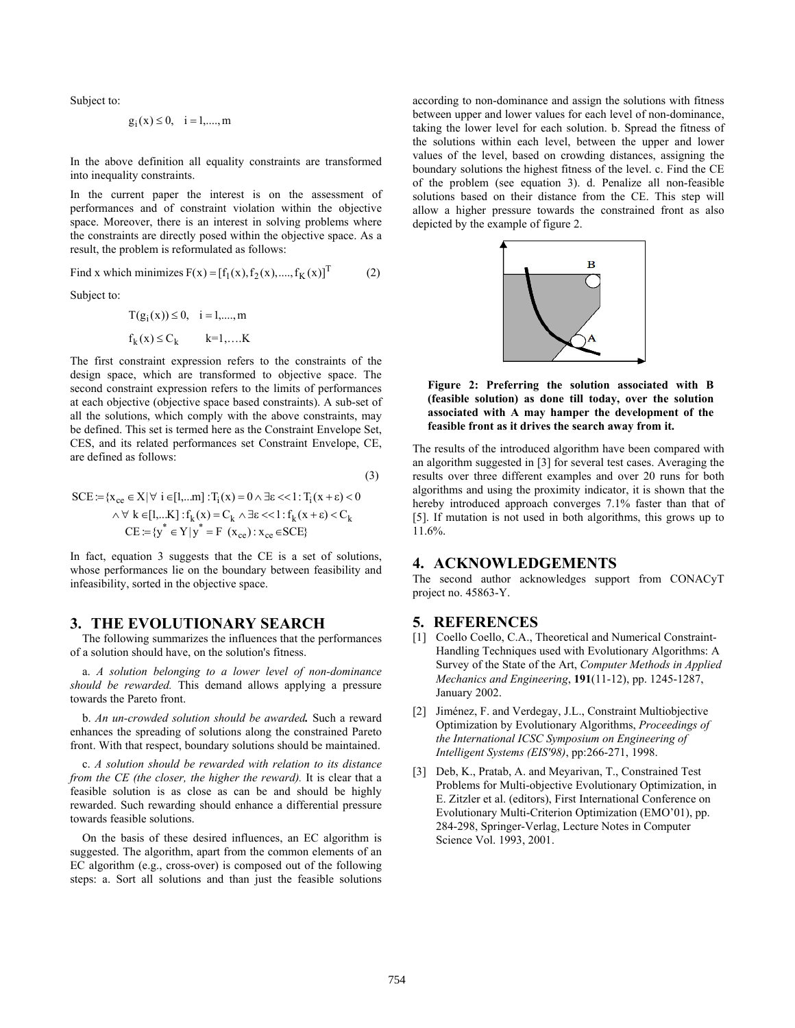Subject to:

$$g_i(x) \le 0, \quad i = 1,....,m$$

In the above definition all equality constraints are transformed into inequality constraints.

In the current paper the interest is on the assessment of performances and of constraint violation within the objective space. Moreover, there is an interest in solving problems where the constraints are directly posed within the objective space. As a result, the problem is reformulated as follows:

Find x which minimizes $F(x) = [f_1(x), f_2(x),...., f_K(x)]^T$ (2)

Subject to:

$$T(g_i(x)) \le 0, \quad i = 1,....,m$$

$$f_k(x) \le C_k \qquad k=1,....K$$

The first constraint expression refers to the constraints of the design space, which are transformed to objective space. The second constraint expression refers to the limits of performances at each objective (objective space based constraints). A sub-set of all the solutions, which comply with the above constraints, may be defined. This set is termed here as the Constraint Envelope Set, CES, and its related performances set Constraint Envelope, CE, are defined as follows:

(3)

$$\begin{aligned} SCE := \{x_{ce} \in X \mid \forall\ i \in [1,...m] : T_i(x) = 0 \wedge \exists \varepsilon << 1 : T_i(x+\varepsilon) < 0 \\ \wedge \forall\ k \in [1,...K] : f_k(x) = C_k \wedge \exists \varepsilon << 1 : f_k(x+\varepsilon) < C_k \\ CE := \{y^* \in Y \mid y^* = F\ (x_{ce}) : x_{ce} \in SCE\} \end{aligned}$$

In fact, equation 3 suggests that the CE is a set of solutions, whose performances lie on the boundary between feasibility and infeasibility, sorted in the objective space.

## 3. THE EVOLUTIONARY SEARCH

The following summarizes the influences that the performances of a solution should have, on the solution's fitness.

a. *A solution belonging to a lower level of non-dominance should be rewarded.* This demand allows applying a pressure towards the Pareto front.

b. *An un-crowded solution should be awarded.* Such a reward enhances the spreading of solutions along the constrained Pareto front. With that respect, boundary solutions should be maintained.

c. *A solution should be rewarded with relation to its distance from the CE (the closer, the higher the reward).* It is clear that a feasible solution is as close as can be and should be highly rewarded. Such rewarding should enhance a differential pressure towards feasible solutions.

On the basis of these desired influences, an EC algorithm is suggested. The algorithm, apart from the common elements of an EC algorithm (e.g., cross-over) is composed out of the following steps: a. Sort all solutions and than just the feasible solutions according to non-dominance and assign the solutions with fitness between upper and lower values for each level of non-dominance, taking the lower level for each solution. b. Spread the fitness of the solutions within each level, between the upper and lower values of the level, based on crowding distances, assigning the boundary solutions the highest fitness of the level. c. Find the CE of the problem (see equation 3). d. Penalize all non-feasible solutions based on their distance from the CE. This step will allow a higher pressure towards the constrained front as also depicted by the example of figure 2.

B

A

**Figure 2: Preferring the solution associated with B (feasible solution) as done till today, over the solution associated with A may hamper the development of the feasible front as it drives the search away from it.**

The results of the introduced algorithm have been compared with an algorithm suggested in [3] for several test cases. Averaging the results over three different examples and over 20 runs for both algorithms and using the proximity indicator, it is shown that the hereby introduced approach converges 7.1% faster than that of [5]. If mutation is not used in both algorithms, this grows up to 11.6%.

## 4. ACKNOWLEDGEMENTS

The second author acknowledges support from CONACyT project no. 45863-Y.

## 5. REFERENCES

[1] Coello Coello, C.A., Theoretical and Numerical Constraint-Handling Techniques used with Evolutionary Algorithms: A Survey of the State of the Art, *Computer Methods in Applied Mechanics and Engineering*, **191**(11-12), pp. 1245-1287, January 2002.

[2] Jiménez, F. and Verdegay, J.L., Constraint Multiobjective Optimization by Evolutionary Algorithms, *Proceedings of the International ICSC Symposium on Engineering of Intelligent Systems (EIS'98)*, pp:266-271, 1998.

[3] Deb, K., Pratab, A. and Meyarivan, T., Constrained Test Problems for Multi-objective Evolutionary Optimization, in E. Zitzler et al. (editors), First International Conference on Evolutionary Multi-Criterion Optimization (EMO'01), pp. 284-298, Springer-Verlag, Lecture Notes in Computer Science Vol. 1993, 2001.